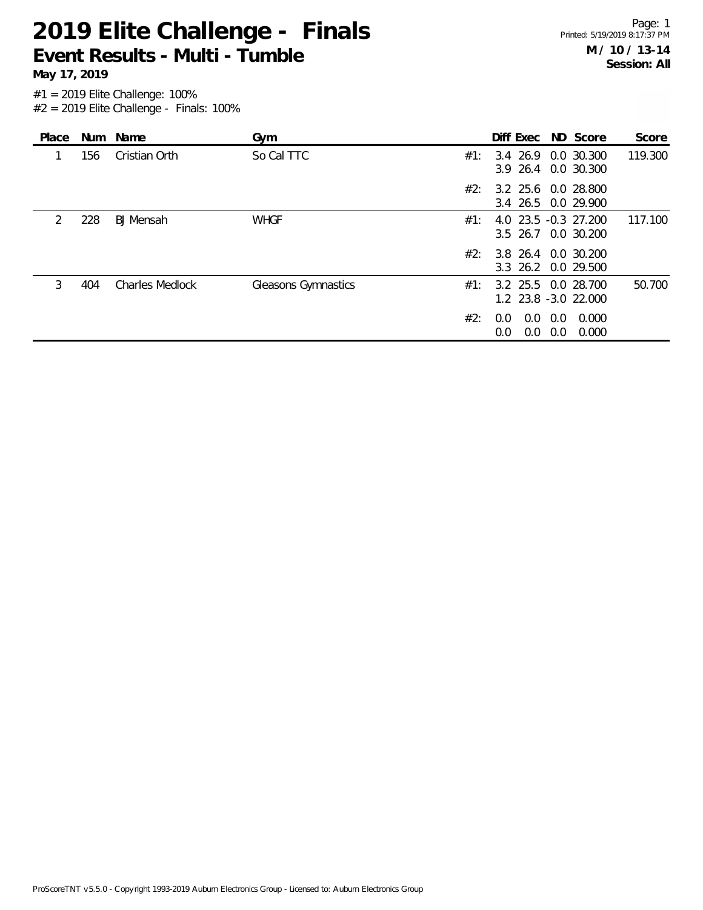# 2019 Elite Challenge - Finals

## Event Results - Multi - Tumble

**May 17, 2019**

**M / 10 / 13-14**
**Session: All**

#1 = 2019 Elite Challenge: 100%
#2 = 2019 Elite Challenge - Finals: 100%

| Place | Num | Name | Gym | | Diff | Exec | ND | Score | Score |
|---|---|---|---|---|---|---|---|---|---|
| 1 | 156 | Cristian Orth | So Cal TTC | #1: | 3.4 | 26.9 | 0.0 | 30.300 | 119.300 |
| | | | | | 3.9 | 26.4 | 0.0 | 30.300 | |
| | | | | #2: | 3.2 | 25.6 | 0.0 | 28.800 | |
| | | | | | 3.4 | 26.5 | 0.0 | 29.900 | |
| 2 | 228 | BJ Mensah | WHGF | #1: | 4.0 | 23.5 | -0.3 | 27.200 | 117.100 |
| | | | | | 3.5 | 26.7 | 0.0 | 30.200 | |
| | | | | #2: | 3.8 | 26.4 | 0.0 | 30.200 | |
| | | | | | 3.3 | 26.2 | 0.0 | 29.500 | |
| 3 | 404 | Charles Medlock | Gleasons Gymnastics | #1: | 3.2 | 25.5 | 0.0 | 28.700 | 50.700 |
| | | | | | 1.2 | 23.8 | -3.0 | 22.000 | |
| | | | | #2: | 0.0 | 0.0 | 0.0 | 0.000 | |
| | | | | | 0.0 | 0.0 | 0.0 | 0.000 | |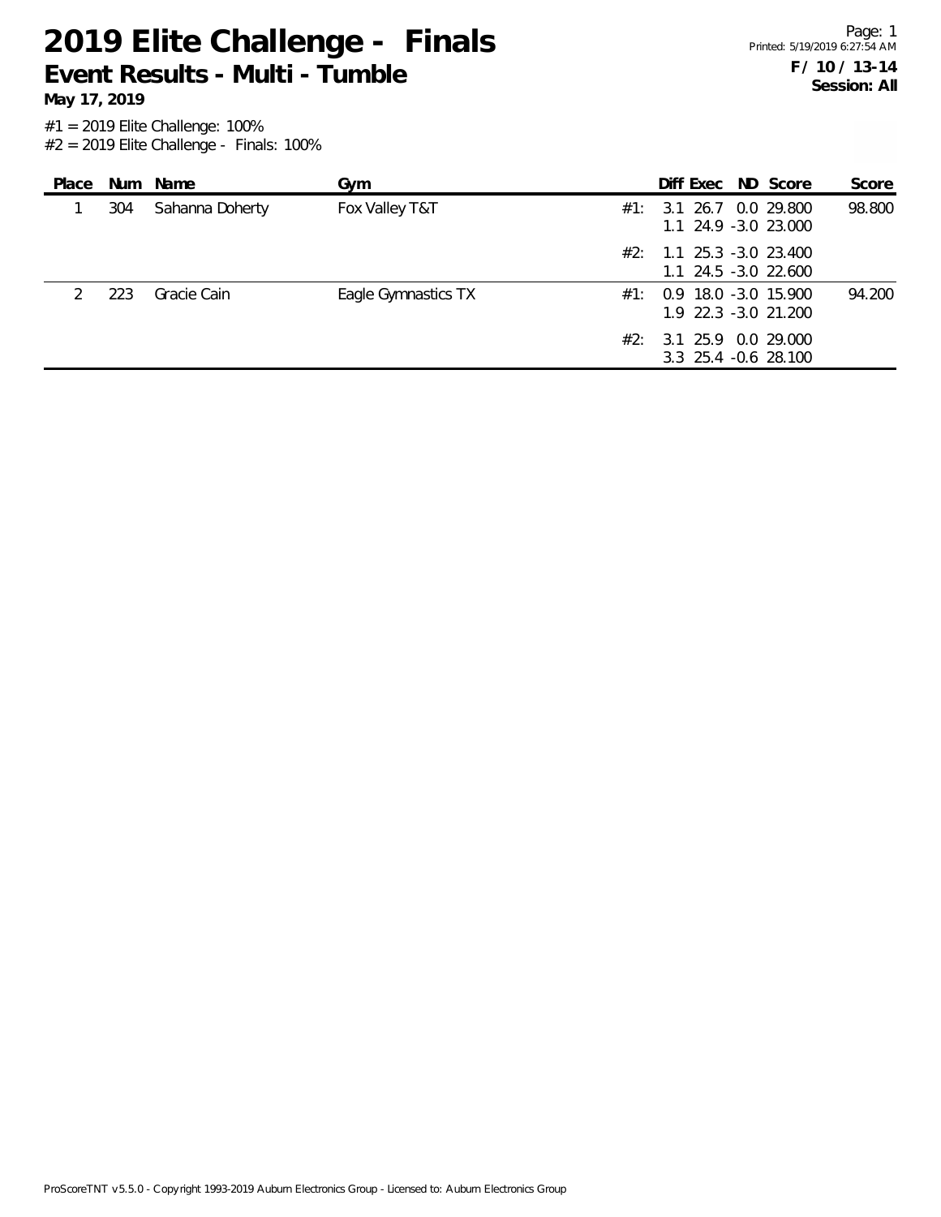# 2019 Elite Challenge - Finals

## Event Results - Multi - Tumble

**May 17, 2019**

**F / 10 / 13-14**
**Session: All**

#1 = 2019 Elite Challenge: 100%
#2 = 2019 Elite Challenge - Finals: 100%

| Place | Num | Name | Gym | | Diff | Exec | ND | Score | Score |
|---|---|---|---|---|---|---|---|---|---|
| 1 | 304 | Sahanna Doherty | Fox Valley T&T | #1: | 3.1 | 26.7 | 0.0 | 29.800 | 98.800 |
| | | | | | 1.1 | 24.9 | -3.0 | 23.000 | |
| | | | | #2: | 1.1 | 25.3 | -3.0 | 23.400 | |
| | | | | | 1.1 | 24.5 | -3.0 | 22.600 | |
| 2 | 223 | Gracie Cain | Eagle Gymnastics TX | #1: | 0.9 | 18.0 | -3.0 | 15.900 | 94.200 |
| | | | | | 1.9 | 22.3 | -3.0 | 21.200 | |
| | | | | #2: | 3.1 | 25.9 | 0.0 | 29.000 | |
| | | | | | 3.3 | 25.4 | -0.6 | 28.100 | |

ProScoreTNT v5.5.0 - Copyright 1993-2019 Auburn Electronics Group - Licensed to: Auburn Electronics Group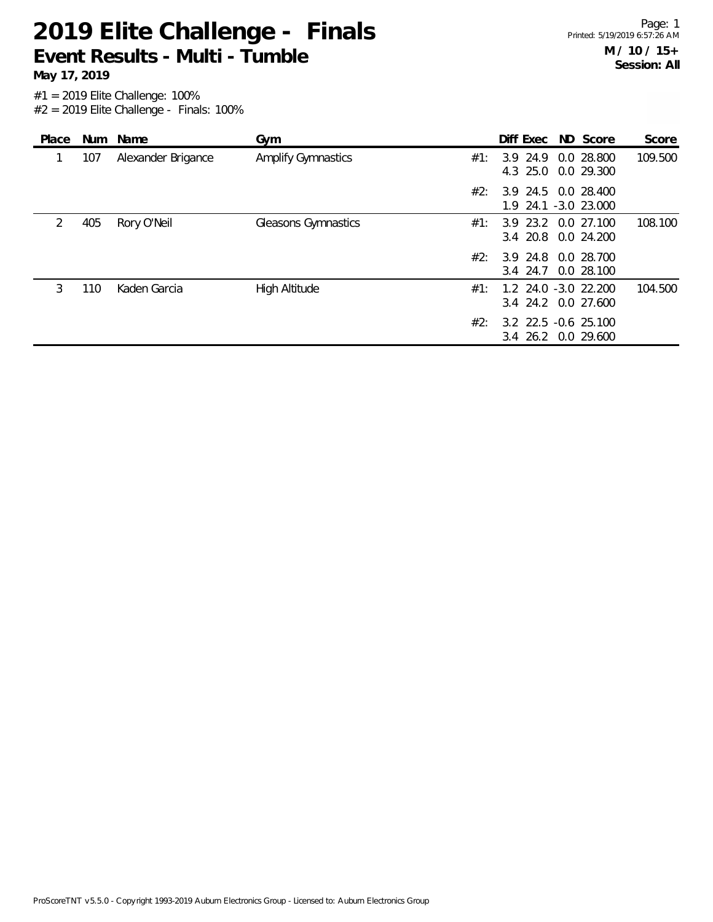# 2019 Elite Challenge - Finals

## Event Results - Multi - Tumble

**May 17, 2019**

**M / 10 / 15+**
**Session: All**

#1 = 2019 Elite Challenge: 100%
#2 = 2019 Elite Challenge - Finals: 100%

| Place | Num | Name | Gym | | Diff | Exec | ND | Score | Score |
|---|---|---|---|---|---|---|---|---|---|
| 1 | 107 | Alexander Brigance | Amplify Gymnastics | #1: | 3.9 | 24.9 | 0.0 | 28.800 | 109.500 |
| | | | | | 4.3 | 25.0 | 0.0 | 29.300 | |
| | | | | #2: | 3.9 | 24.5 | 0.0 | 28.400 | |
| | | | | | 1.9 | 24.1 | -3.0 | 23.000 | |
| 2 | 405 | Rory O'Neil | Gleasons Gymnastics | #1: | 3.9 | 23.2 | 0.0 | 27.100 | 108.100 |
| | | | | | 3.4 | 20.8 | 0.0 | 24.200 | |
| | | | | #2: | 3.9 | 24.8 | 0.0 | 28.700 | |
| | | | | | 3.4 | 24.7 | 0.0 | 28.100 | |
| 3 | 110 | Kaden Garcia | High Altitude | #1: | 1.2 | 24.0 | -3.0 | 22.200 | 104.500 |
| | | | | | 3.4 | 24.2 | 0.0 | 27.600 | |
| | | | | #2: | 3.2 | 22.5 | -0.6 | 25.100 | |
| | | | | | 3.4 | 26.2 | 0.0 | 29.600 | |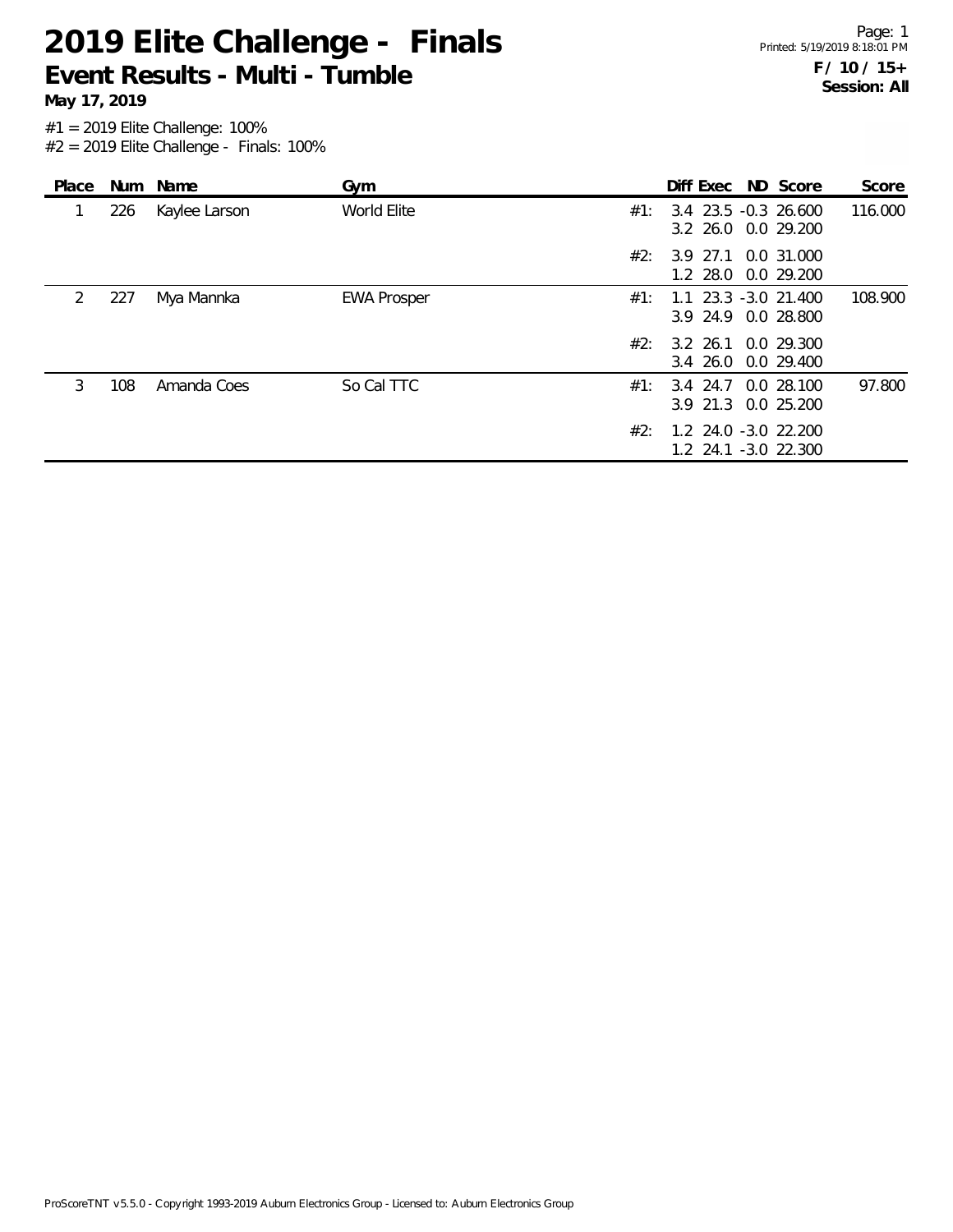# 2019 Elite Challenge - Finals

## Event Results - Multi - Tumble

**May 17, 2019**

**F / 10 / 15+**
**Session: All**

#1 = 2019 Elite Challenge: 100%
#2 = 2019 Elite Challenge - Finals: 100%

| Place | Num | Name | Gym | | Diff | Exec | ND | Score | Score |
|---|---|---|---|---|---|---|---|---|---|
| 1 | 226 | Kaylee Larson | World Elite | #1: | 3.4 | 23.5 | -0.3 | 26.600 | 116.000 |
| | | | | | 3.2 | 26.0 | 0.0 | 29.200 | |
| | | | | #2: | 3.9 | 27.1 | 0.0 | 31.000 | |
| | | | | | 1.2 | 28.0 | 0.0 | 29.200 | |
| 2 | 227 | Mya Mannka | EWA Prosper | #1: | 1.1 | 23.3 | -3.0 | 21.400 | 108.900 |
| | | | | | 3.9 | 24.9 | 0.0 | 28.800 | |
| | | | | #2: | 3.2 | 26.1 | 0.0 | 29.300 | |
| | | | | | 3.4 | 26.0 | 0.0 | 29.400 | |
| 3 | 108 | Amanda Coes | So Cal TTC | #1: | 3.4 | 24.7 | 0.0 | 28.100 | 97.800 |
| | | | | | 3.9 | 21.3 | 0.0 | 25.200 | |
| | | | | #2: | 1.2 | 24.0 | -3.0 | 22.200 | |
| | | | | | 1.2 | 24.1 | -3.0 | 22.300 | |